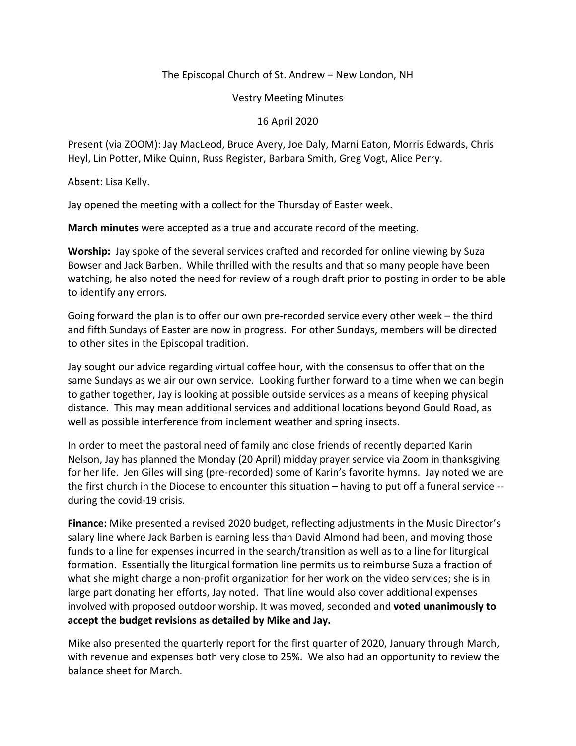The Episcopal Church of St. Andrew – New London, NH

Vestry Meeting Minutes

16 April 2020

Present (via ZOOM): Jay MacLeod, Bruce Avery, Joe Daly, Marni Eaton, Morris Edwards, Chris Heyl, Lin Potter, Mike Quinn, Russ Register, Barbara Smith, Greg Vogt, Alice Perry.

Absent: Lisa Kelly.

Jay opened the meeting with a collect for the Thursday of Easter week.

**March minutes** were accepted as a true and accurate record of the meeting.

**Worship:** Jay spoke of the several services crafted and recorded for online viewing by Suza Bowser and Jack Barben. While thrilled with the results and that so many people have been watching, he also noted the need for review of a rough draft prior to posting in order to be able to identify any errors.

Going forward the plan is to offer our own pre-recorded service every other week – the third and fifth Sundays of Easter are now in progress. For other Sundays, members will be directed to other sites in the Episcopal tradition.

Jay sought our advice regarding virtual coffee hour, with the consensus to offer that on the same Sundays as we air our own service. Looking further forward to a time when we can begin to gather together, Jay is looking at possible outside services as a means of keeping physical distance. This may mean additional services and additional locations beyond Gould Road, as well as possible interference from inclement weather and spring insects.

In order to meet the pastoral need of family and close friends of recently departed Karin Nelson, Jay has planned the Monday (20 April) midday prayer service via Zoom in thanksgiving for her life. Jen Giles will sing (pre-recorded) some of Karin's favorite hymns. Jay noted we are the first church in the Diocese to encounter this situation – having to put off a funeral service -- during the covid-19 crisis.

**Finance:** Mike presented a revised 2020 budget, reflecting adjustments in the Music Director's salary line where Jack Barben is earning less than David Almond had been, and moving those funds to a line for expenses incurred in the search/transition as well as to a line for liturgical formation. Essentially the liturgical formation line permits us to reimburse Suza a fraction of what she might charge a non-profit organization for her work on the video services; she is in large part donating her efforts, Jay noted. That line would also cover additional expenses involved with proposed outdoor worship. It was moved, seconded and **voted unanimously to accept the budget revisions as detailed by Mike and Jay.**

Mike also presented the quarterly report for the first quarter of 2020, January through March, with revenue and expenses both very close to 25%. We also had an opportunity to review the balance sheet for March.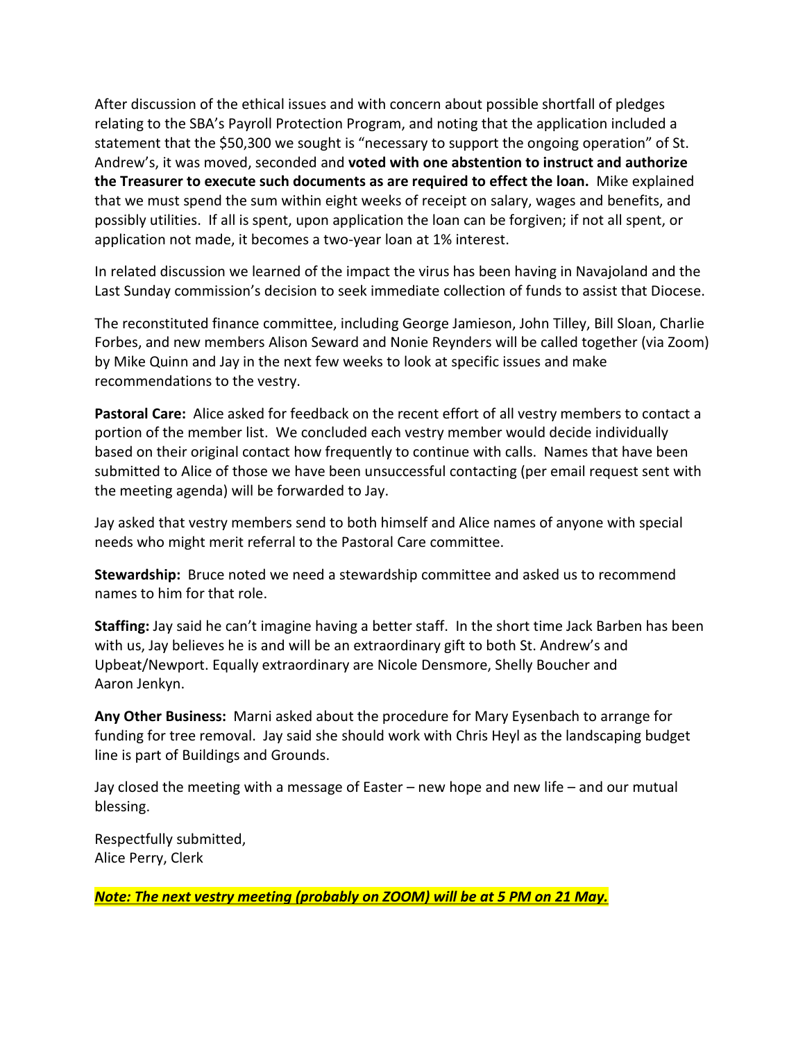After discussion of the ethical issues and with concern about possible shortfall of pledges relating to the SBA's Payroll Protection Program, and noting that the application included a statement that the $50,300 we sought is "necessary to support the ongoing operation" of St. Andrew's, it was moved, seconded and **voted with one abstention to instruct and authorize the Treasurer to execute such documents as are required to effect the loan.** Mike explained that we must spend the sum within eight weeks of receipt on salary, wages and benefits, and possibly utilities. If all is spent, upon application the loan can be forgiven; if not all spent, or application not made, it becomes a two-year loan at 1% interest.

In related discussion we learned of the impact the virus has been having in Navajoland and the Last Sunday commission's decision to seek immediate collection of funds to assist that Diocese.

The reconstituted finance committee, including George Jamieson, John Tilley, Bill Sloan, Charlie Forbes, and new members Alison Seward and Nonie Reynders will be called together (via Zoom) by Mike Quinn and Jay in the next few weeks to look at specific issues and make recommendations to the vestry.

**Pastoral Care:** Alice asked for feedback on the recent effort of all vestry members to contact a portion of the member list. We concluded each vestry member would decide individually based on their original contact how frequently to continue with calls. Names that have been submitted to Alice of those we have been unsuccessful contacting (per email request sent with the meeting agenda) will be forwarded to Jay.

Jay asked that vestry members send to both himself and Alice names of anyone with special needs who might merit referral to the Pastoral Care committee.

**Stewardship:** Bruce noted we need a stewardship committee and asked us to recommend names to him for that role.

**Staffing:** Jay said he can't imagine having a better staff. In the short time Jack Barben has been with us, Jay believes he is and will be an extraordinary gift to both St. Andrew's and Upbeat/Newport. Equally extraordinary are Nicole Densmore, Shelly Boucher and Aaron Jenkyn.

**Any Other Business:** Marni asked about the procedure for Mary Eysenbach to arrange for funding for tree removal. Jay said she should work with Chris Heyl as the landscaping budget line is part of Buildings and Grounds.

Jay closed the meeting with a message of Easter – new hope and new life – and our mutual blessing.

Respectfully submitted,
Alice Perry, Clerk

***Note: The next vestry meeting (probably on ZOOM) will be at 5 PM on 21 May.***